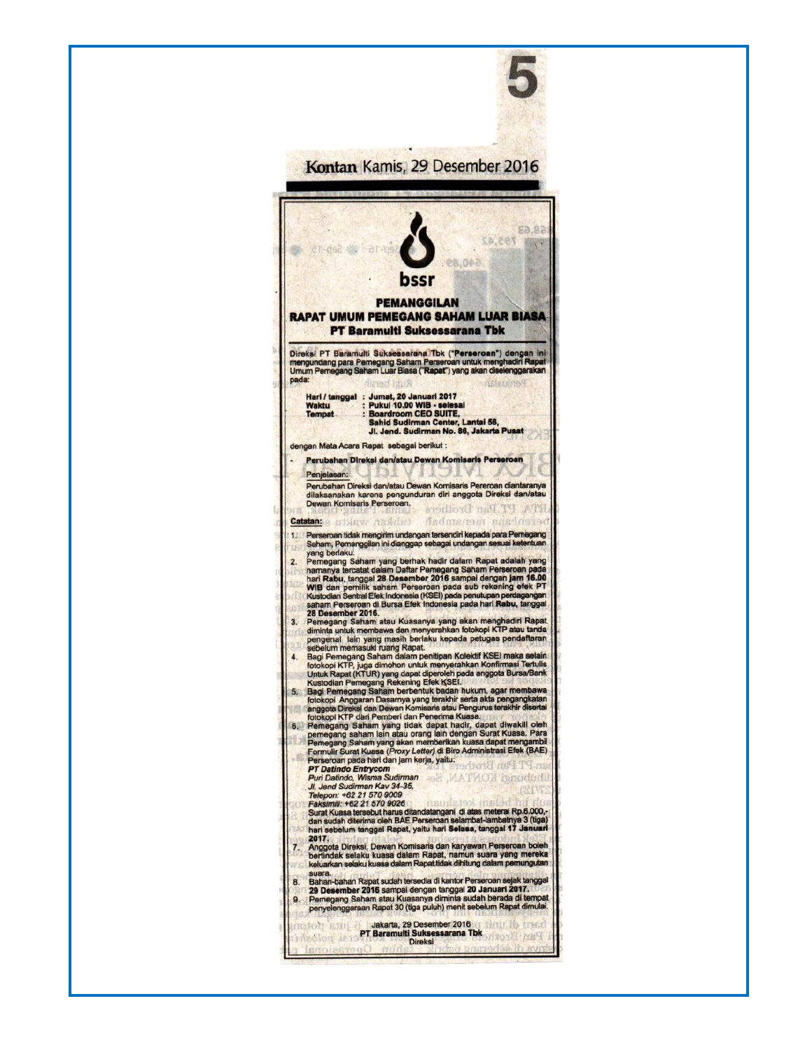Kontan Kamis, 29 Desember 2016

bssr

# PEMANGGILAN
# RAPAT UMUM PEMEGANG SAHAM LUAR BIASA
## PT Baramulti Suksessarana Tbk

Direksi PT Baramulti Suksessarana Tbk ("**Perseroan**") dengan ini mengundang para Pemegang Saham Perseroan untuk menghadiri Rapat Umum Pemegang Saham Luar Biasa ("**Rapat**") yang akan diselenggarakan pada:

**Hari / tanggal** : **Jumat, 20 Januari 2017**
**Waktu** : **Pukul 10.00 WIB - selesai**
**Tempat** : **Boardroom CEO SUITE, Sahid Sudirman Center, Lantai 56, Jl. Jend. Sudirman No. 86, Jakarta Pusat**

dengan Mata Acara Rapat sebagai berikut :

- **Perubahan Direksi dan/atau Dewan Komisaris Perseroan**

  Penjelasan:

  Perubahan Direksi dan/atau Dewan Komisaris Perseroan diantaranya dilaksanakan karena pengunduran diri anggota Direksi dan/atau Dewan Komisaris Perseroan.

**Catatan:**

1. Perseroan tidak mengirim undangan tersendiri kepada para Pemegang Saham, Pemanggilan ini dianggap sebagai undangan sesuai ketentuan yang berlaku.
2. Pemegang Saham yang berhak hadir dalam Rapat adalah yang namanya tercatat dalam Daftar Pemegang Saham Perseroan pada hari **Rabu**, tanggal **28 Desember 2016** sampai dengan **jam 16.00 WIB** dan pemilik saham Perseroan pada sub rekening efek PT Kustodian Sentral Efek Indonesia (KSEI) pada penutupan perdagangan saham Perseroan di Bursa Efek Indonesia pada hari **Rabu**, tanggal **28 Desember 2016**.
3. Pemegang Saham atau Kuasanya yang akan menghadiri Rapat diminta untuk membawa dan menyerahkan fotokopi KTP atau tanda pengenal lain yang masih berlaku kepada petugas pendaftaran sebelum memasuki ruang Rapat.
4. Bagi Pemegang Saham dalam penitipan Kolektif KSEI maka selain fotokopi KTP, juga dimohon untuk menyerahkan Konfirmasi Tertulis Untuk Rapat (KTUR) yang dapat diperoleh pada anggota Bursa/Bank Kustodian Pemegang Rekening Efek KSEI.
5. Bagi Pemegang Saham berbentuk badan hukum, agar membawa fotokopi Anggaran Dasarnya yang terakhir serta akta pengangkatan anggota Direksi dan Dewan Komisaris atau Pengurus terakhir disertai fotokopi KTP dari Pemberi dan Penerima Kuasa.
6. Pemegang Saham yang tidak dapat hadir, dapat diwakili oleh pemegang saham lain atau orang lain dengan Surat Kuasa. Para Pemegang Saham yang akan memberikan kuasa dapat mengambil Formulir Surat Kuasa (*Proxy Letter*) di Biro Administrasi Efek (BAE) Perseroan pada hari dan jam kerja, yaitu:

   ***PT Datindo Entrycom***
   *Puri Datindo, Wisma Sudirman*
   *Jl. Jend Sudirman Kav 34-35,*
   *Telepon: +62 21 570 9009*
   *Faksimili: +62 21 570 9026*

   Surat Kuasa tersebut harus ditandatangani di atas meterai Rp.6.000,- dan sudah diterima oleh BAE Perseroan selambat-lambatnya 3 (tiga) hari sebelum tanggal Rapat, yaitu hari **Selasa**, tanggal **17 Januari 2017**.
7. Anggota Direksi, Dewan Komisaris dan karyawan Perseroan boleh bertindak selaku kuasa dalam Rapat, namun suara yang mereka keluarkan selaku kuasa dalam Rapat tidak dihitung dalam pemungutan suara.
8. Bahan-bahan Rapat sudah tersedia di kantor Perseroan sejak tanggal **29 Desember 2016** sampai dengan tanggal **20 Januari 2017**.
9. Pemegang Saham atau Kuasanya diminta sudah berada di tempat penyelenggaraan Rapat 30 (tiga puluh) menit sebelum Rapat dimulai.

Jakarta, 29 Desember 2016
**PT Baramulti Suksessarana Tbk**
**Direksi**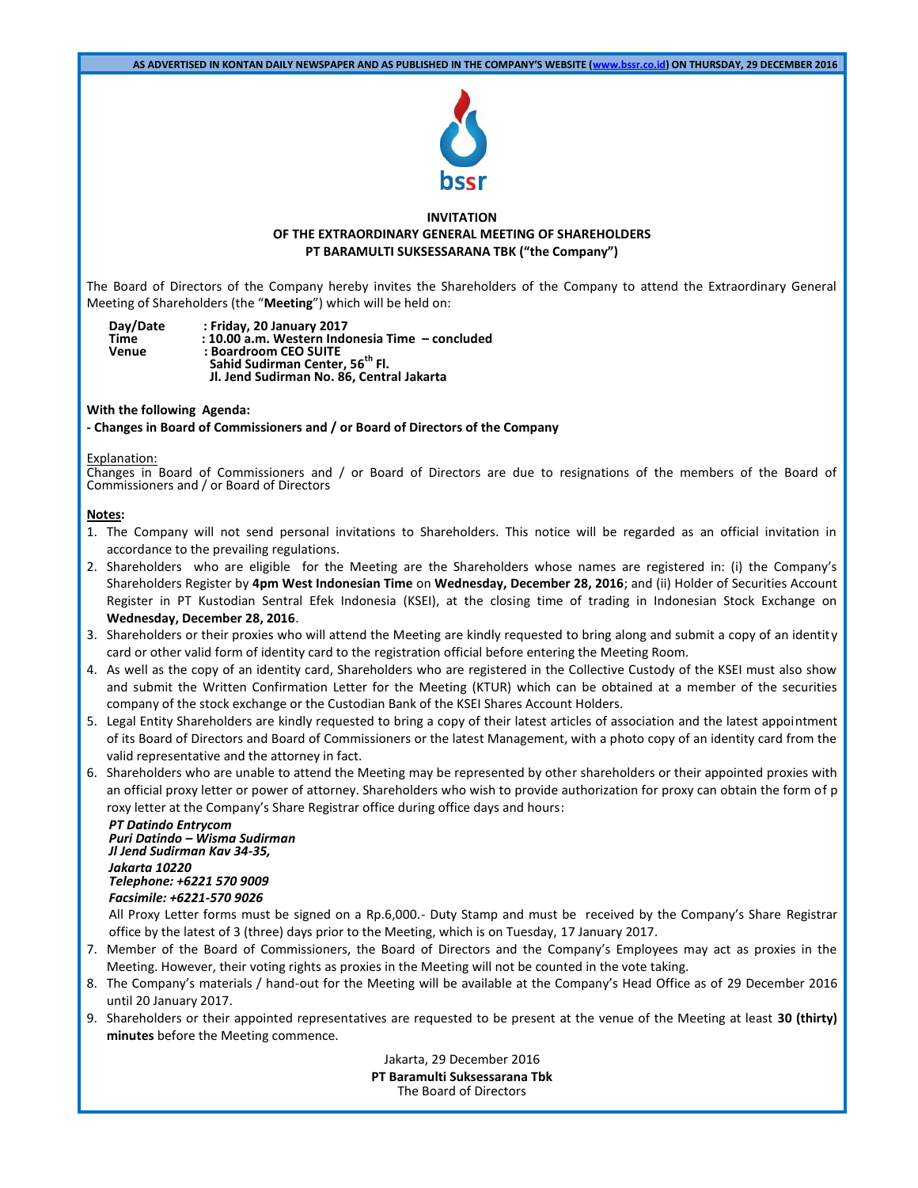AS ADVERTISED IN KONTAN DAILY NEWSPAPER AND AS PUBLISHED IN THE COMPANY'S WEBSITE (www.bssr.co.id) ON THURSDAY, 29 DECEMBER 2016

bssr

**INVITATION**
**OF THE EXTRAORDINARY GENERAL MEETING OF SHAREHOLDERS**
**PT BARAMULTI SUKSESSARANA TBK ("the Company")**

The Board of Directors of the Company hereby invites the Shareholders of the Company to attend the Extraordinary General Meeting of Shareholders (the "**Meeting**") which will be held on:

**Day/Date** : **Friday, 20 January 2017**
**Time** : **10.00 a.m. Western Indonesia Time – concluded**
**Venue** : **Boardroom CEO SUITE**
**Sahid Sudirman Center, 56th Fl.**
**Jl. Jend Sudirman No. 86, Central Jakarta**

**With the following Agenda:**

**- Changes in Board of Commissioners and / or Board of Directors of the Company**

Explanation:
Changes in Board of Commissioners and / or Board of Directors are due to resignations of the members of the Board of Commissioners and / or Board of Directors

**Notes:**

1. The Company will not send personal invitations to Shareholders. This notice will be regarded as an official invitation in accordance to the prevailing regulations.
2. Shareholders who are eligible for the Meeting are the Shareholders whose names are registered in: (i) the Company's Shareholders Register by **4pm West Indonesian Time** on **Wednesday, December 28, 2016**; and (ii) Holder of Securities Account Register in PT Kustodian Sentral Efek Indonesia (KSEI), at the closing time of trading in Indonesian Stock Exchange on **Wednesday, December 28, 2016**.
3. Shareholders or their proxies who will attend the Meeting are kindly requested to bring along and submit a copy of an identity card or other valid form of identity card to the registration official before entering the Meeting Room.
4. As well as the copy of an identity card, Shareholders who are registered in the Collective Custody of the KSEI must also show and submit the Written Confirmation Letter for the Meeting (KTUR) which can be obtained at a member of the securities company of the stock exchange or the Custodian Bank of the KSEI Shares Account Holders.
5. Legal Entity Shareholders are kindly requested to bring a copy of their latest articles of association and the latest appointment of its Board of Directors and Board of Commissioners or the latest Management, with a photo copy of an identity card from the valid representative and the attorney in fact.
6. Shareholders who are unable to attend the Meeting may be represented by other shareholders or their appointed proxies with an official proxy letter or power of attorney. Shareholders who wish to provide authorization for proxy can obtain the form of proxy letter at the Company's Share Registrar office during office days and hours:

   ***PT Datindo Entrycom***
   ***Puri Datindo – Wisma Sudirman***
   ***Jl Jend Sudirman Kav 34-35,***
   ***Jakarta 10220***
   ***Telephone: +6221 570 9009***
   ***Facsimile: +6221-570 9026***

   All Proxy Letter forms must be signed on a Rp.6,000.- Duty Stamp and must be received by the Company's Share Registrar office by the latest of 3 (three) days prior to the Meeting, which is on Tuesday, 17 January 2017.
7. Member of the Board of Commissioners, the Board of Directors and the Company's Employees may act as proxies in the Meeting. However, their voting rights as proxies in the Meeting will not be counted in the vote taking.
8. The Company's materials / hand-out for the Meeting will be available at the Company's Head Office as of 29 December 2016 until 20 January 2017.
9. Shareholders or their appointed representatives are requested to be present at the venue of the Meeting at least **30 (thirty) minutes** before the Meeting commence.

Jakarta, 29 December 2016
**PT Baramulti Suksessarana Tbk**
The Board of Directors